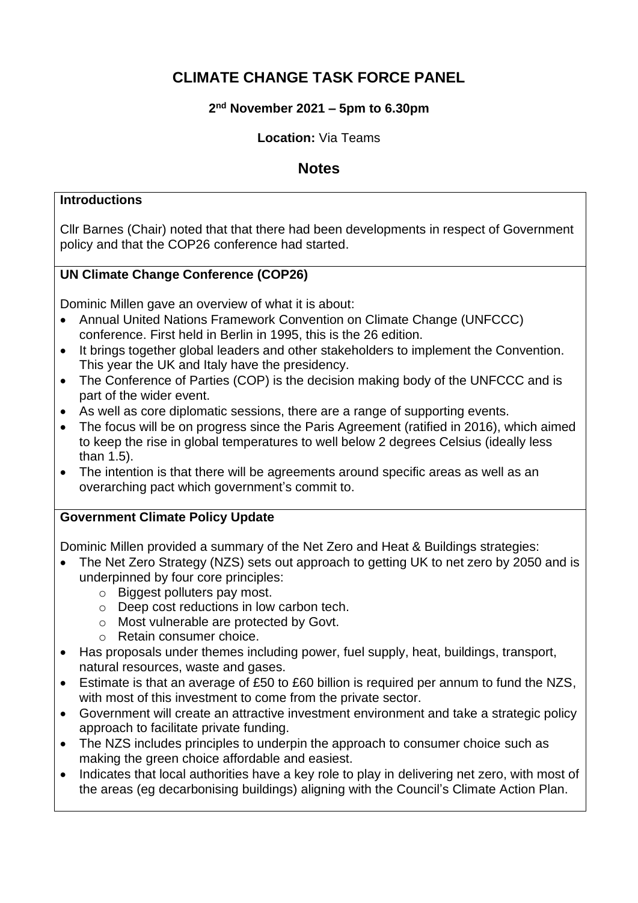# CLIMATE CHANGE TASK FORCE PANEL

**2nd November 2021 – 5pm to 6.30pm**

**Location:** Via Teams

## Notes

### Introductions

Cllr Barnes (Chair) noted that that there had been developments in respect of Government policy and that the COP26 conference had started.

### UN Climate Change Conference (COP26)

Dominic Millen gave an overview of what it is about:

- Annual United Nations Framework Convention on Climate Change (UNFCCC) conference. First held in Berlin in 1995, this is the 26 edition.
- It brings together global leaders and other stakeholders to implement the Convention. This year the UK and Italy have the presidency.
- The Conference of Parties (COP) is the decision making body of the UNFCCC and is part of the wider event.
- As well as core diplomatic sessions, there are a range of supporting events.
- The focus will be on progress since the Paris Agreement (ratified in 2016), which aimed to keep the rise in global temperatures to well below 2 degrees Celsius (ideally less than 1.5).
- The intention is that there will be agreements around specific areas as well as an overarching pact which government's commit to.

### Government Climate Policy Update

Dominic Millen provided a summary of the Net Zero and Heat & Buildings strategies:

- The Net Zero Strategy (NZS) sets out approach to getting UK to net zero by 2050 and is underpinned by four core principles:
  - Biggest polluters pay most.
  - Deep cost reductions in low carbon tech.
  - Most vulnerable are protected by Govt.
  - Retain consumer choice.
- Has proposals under themes including power, fuel supply, heat, buildings, transport, natural resources, waste and gases.
- Estimate is that an average of £50 to £60 billion is required per annum to fund the NZS, with most of this investment to come from the private sector.
- Government will create an attractive investment environment and take a strategic policy approach to facilitate private funding.
- The NZS includes principles to underpin the approach to consumer choice such as making the green choice affordable and easiest.
- Indicates that local authorities have a key role to play in delivering net zero, with most of the areas (eg decarbonising buildings) aligning with the Council's Climate Action Plan.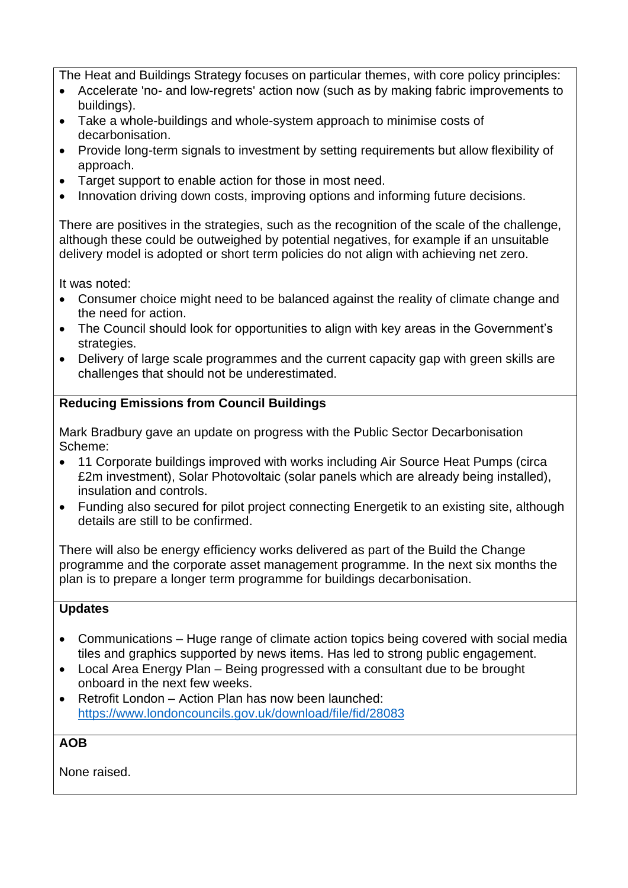The Heat and Buildings Strategy focuses on particular themes, with core policy principles:

- Accelerate 'no- and low-regrets' action now (such as by making fabric improvements to buildings).
- Take a whole-buildings and whole-system approach to minimise costs of decarbonisation.
- Provide long-term signals to investment by setting requirements but allow flexibility of approach.
- Target support to enable action for those in most need.
- Innovation driving down costs, improving options and informing future decisions.

There are positives in the strategies, such as the recognition of the scale of the challenge, although these could be outweighed by potential negatives, for example if an unsuitable delivery model is adopted or short term policies do not align with achieving net zero.

It was noted:

- Consumer choice might need to be balanced against the reality of climate change and the need for action.
- The Council should look for opportunities to align with key areas in the Government's strategies.
- Delivery of large scale programmes and the current capacity gap with green skills are challenges that should not be underestimated.

**Reducing Emissions from Council Buildings**

Mark Bradbury gave an update on progress with the Public Sector Decarbonisation Scheme:

- 11 Corporate buildings improved with works including Air Source Heat Pumps (circa £2m investment), Solar Photovoltaic (solar panels which are already being installed), insulation and controls.
- Funding also secured for pilot project connecting Energetik to an existing site, although details are still to be confirmed.

There will also be energy efficiency works delivered as part of the Build the Change programme and the corporate asset management programme. In the next six months the plan is to prepare a longer term programme for buildings decarbonisation.

**Updates**

- Communications – Huge range of climate action topics being covered with social media tiles and graphics supported by news items. Has led to strong public engagement.
- Local Area Energy Plan – Being progressed with a consultant due to be brought onboard in the next few weeks.
- Retrofit London – Action Plan has now been launched: https://www.londoncouncils.gov.uk/download/file/fid/28083

**AOB**

None raised.